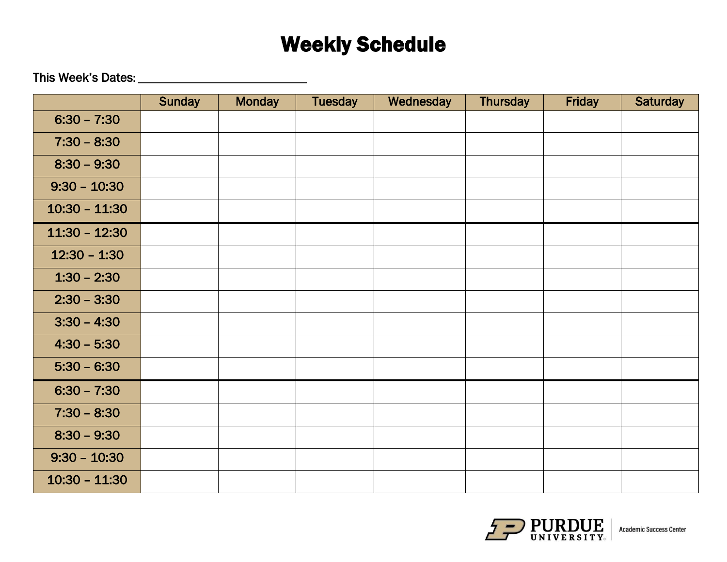# Weekly Schedule

This Week's Dates: ___________________________

| | Sunday | Monday | Tuesday | Wednesday | Thursday | Friday | Saturday |
|---|---|---|---|---|---|---|---|
| 6:30 – 7:30 | | | | | | | |
| 7:30 – 8:30 | | | | | | | |
| 8:30 – 9:30 | | | | | | | |
| 9:30 – 10:30 | | | | | | | |
| 10:30 – 11:30 | | | | | | | |
| 11:30 – 12:30 | | | | | | | |
| 12:30 – 1:30 | | | | | | | |
| 1:30 – 2:30 | | | | | | | |
| 2:30 – 3:30 | | | | | | | |
| 3:30 – 4:30 | | | | | | | |
| 4:30 – 5:30 | | | | | | | |
| 5:30 – 6:30 | | | | | | | |
| 6:30 – 7:30 | | | | | | | |
| 7:30 – 8:30 | | | | | | | |
| 8:30 – 9:30 | | | | | | | |
| 9:30 – 10:30 | | | | | | | |
| 10:30 – 11:30 | | | | | | | |

PURDUE UNIVERSITY | Academic Success Center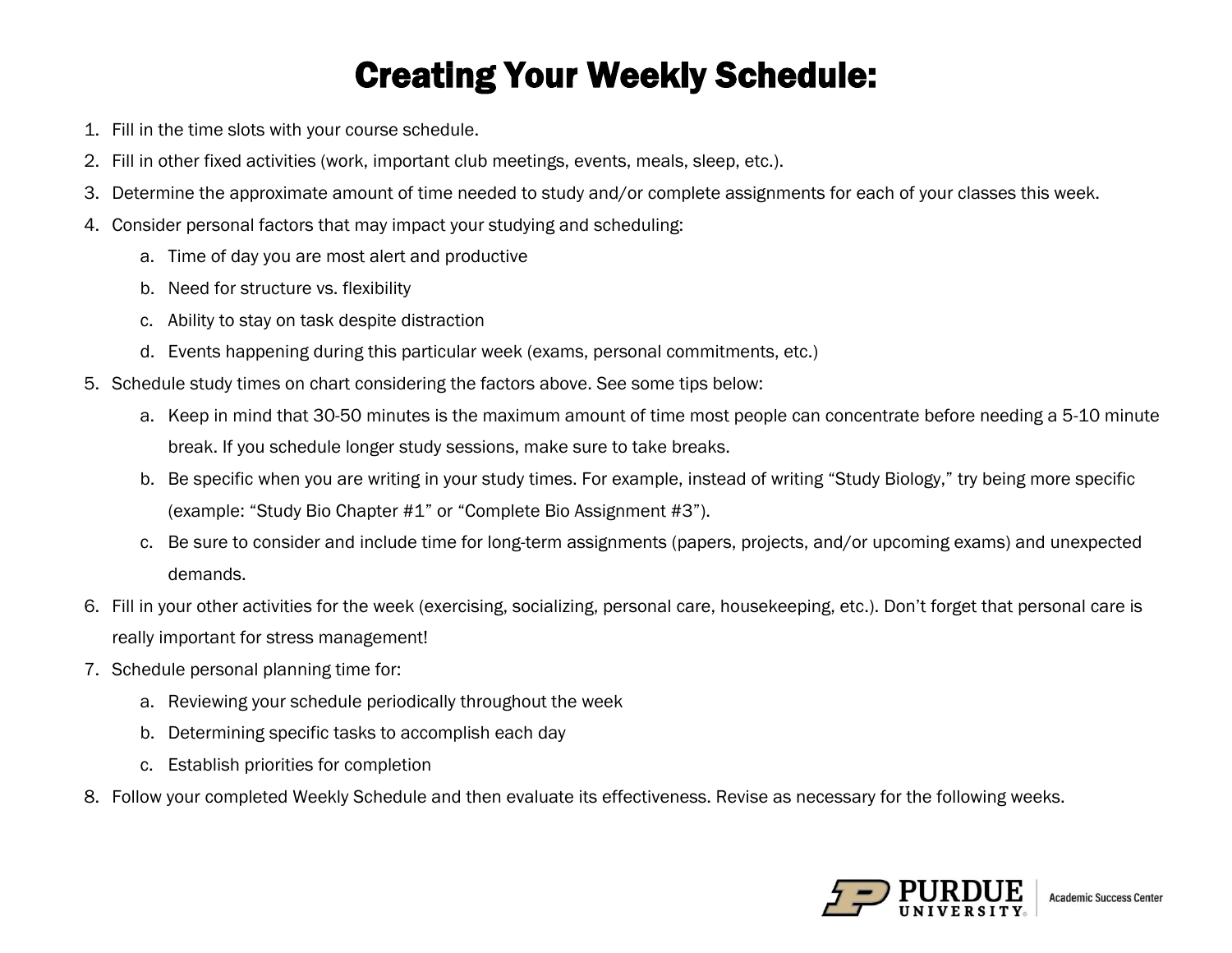# Creating Your Weekly Schedule:

1. Fill in the time slots with your course schedule.
2. Fill in other fixed activities (work, important club meetings, events, meals, sleep, etc.).
3. Determine the approximate amount of time needed to study and/or complete assignments for each of your classes this week.
4. Consider personal factors that may impact your studying and scheduling:
   a. Time of day you are most alert and productive
   b. Need for structure vs. flexibility
   c. Ability to stay on task despite distraction
   d. Events happening during this particular week (exams, personal commitments, etc.)
5. Schedule study times on chart considering the factors above. See some tips below:
   a. Keep in mind that 30-50 minutes is the maximum amount of time most people can concentrate before needing a 5-10 minute break. If you schedule longer study sessions, make sure to take breaks.
   b. Be specific when you are writing in your study times. For example, instead of writing "Study Biology," try being more specific (example: "Study Bio Chapter #1" or "Complete Bio Assignment #3").
   c. Be sure to consider and include time for long-term assignments (papers, projects, and/or upcoming exams) and unexpected demands.
6. Fill in your other activities for the week (exercising, socializing, personal care, housekeeping, etc.). Don't forget that personal care is really important for stress management!
7. Schedule personal planning time for:
   a. Reviewing your schedule periodically throughout the week
   b. Determining specific tasks to accomplish each day
   c. Establish priorities for completion
8. Follow your completed Weekly Schedule and then evaluate its effectiveness. Revise as necessary for the following weeks.

PURDUE UNIVERSITY | Academic Success Center